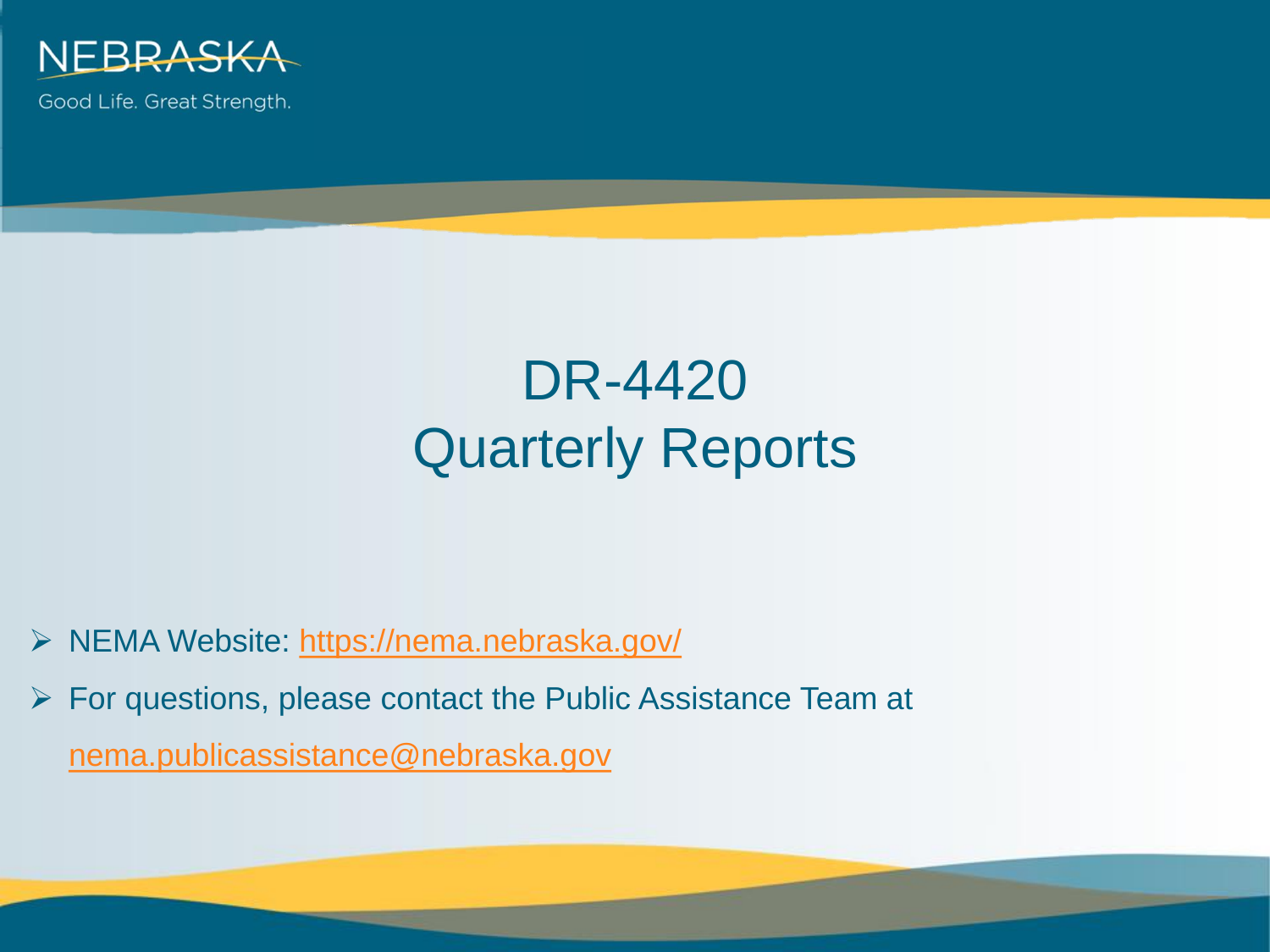NEBRASKA

Good Life. Great Strength.

# DR-4420
# Quarterly Reports

- NEMA Website: https://nema.nebraska.gov/
- For questions, please contact the Public Assistance Team at nema.publicassistance@nebraska.gov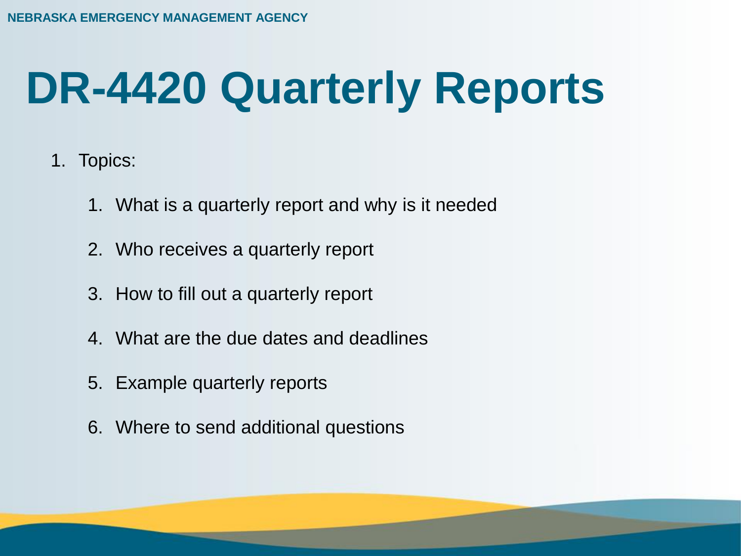# DR-4420 Quarterly Reports

1. Topics:
   1. What is a quarterly report and why is it needed
   2. Who receives a quarterly report
   3. How to fill out a quarterly report
   4. What are the due dates and deadlines
   5. Example quarterly reports
   6. Where to send additional questions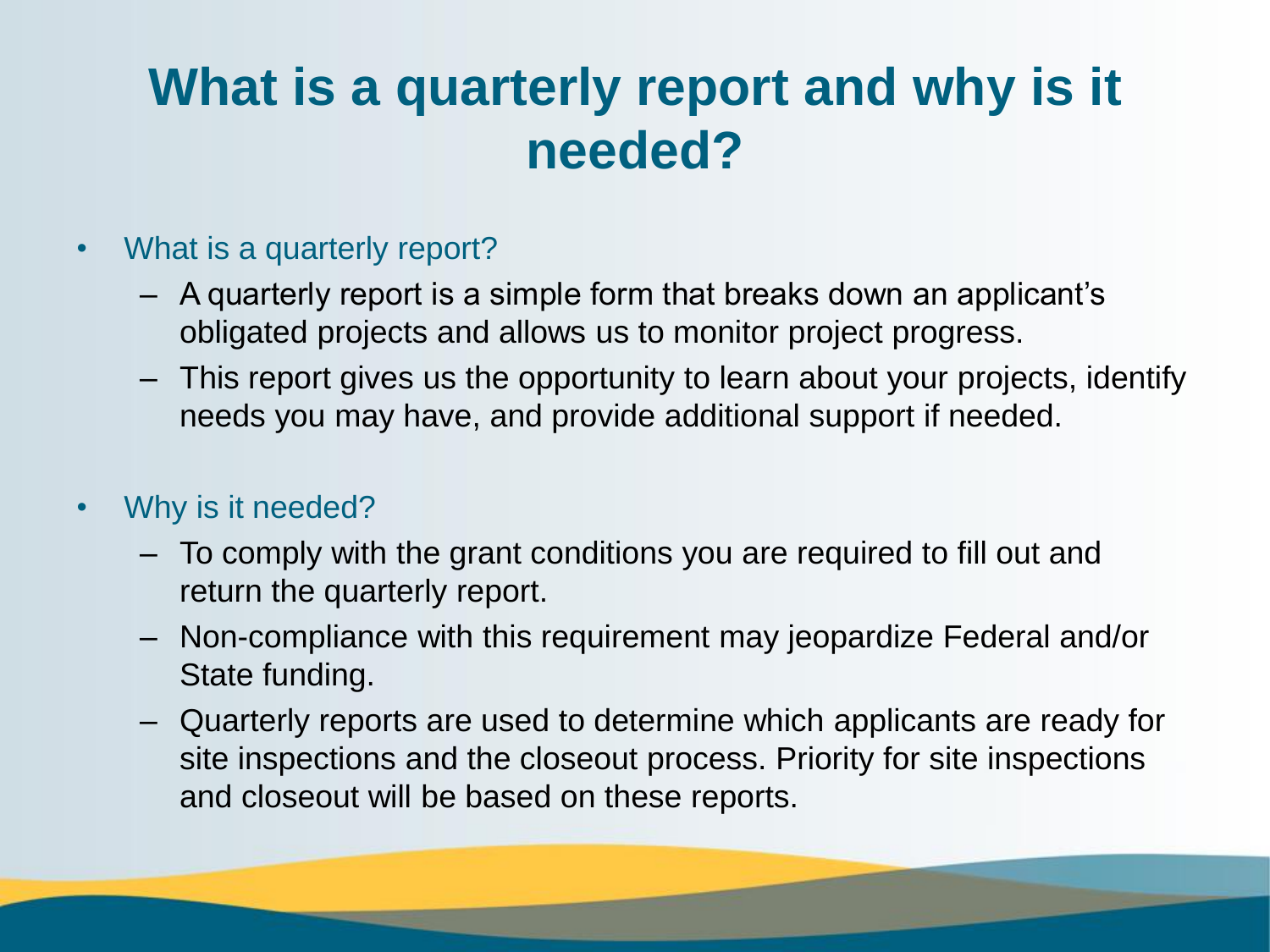# What is a quarterly report and why is it needed?

- What is a quarterly report?
  - A quarterly report is a simple form that breaks down an applicant's obligated projects and allows us to monitor project progress.
  - This report gives us the opportunity to learn about your projects, identify needs you may have, and provide additional support if needed.

- Why is it needed?
  - To comply with the grant conditions you are required to fill out and return the quarterly report.
  - Non-compliance with this requirement may jeopardize Federal and/or State funding.
  - Quarterly reports are used to determine which applicants are ready for site inspections and the closeout process. Priority for site inspections and closeout will be based on these reports.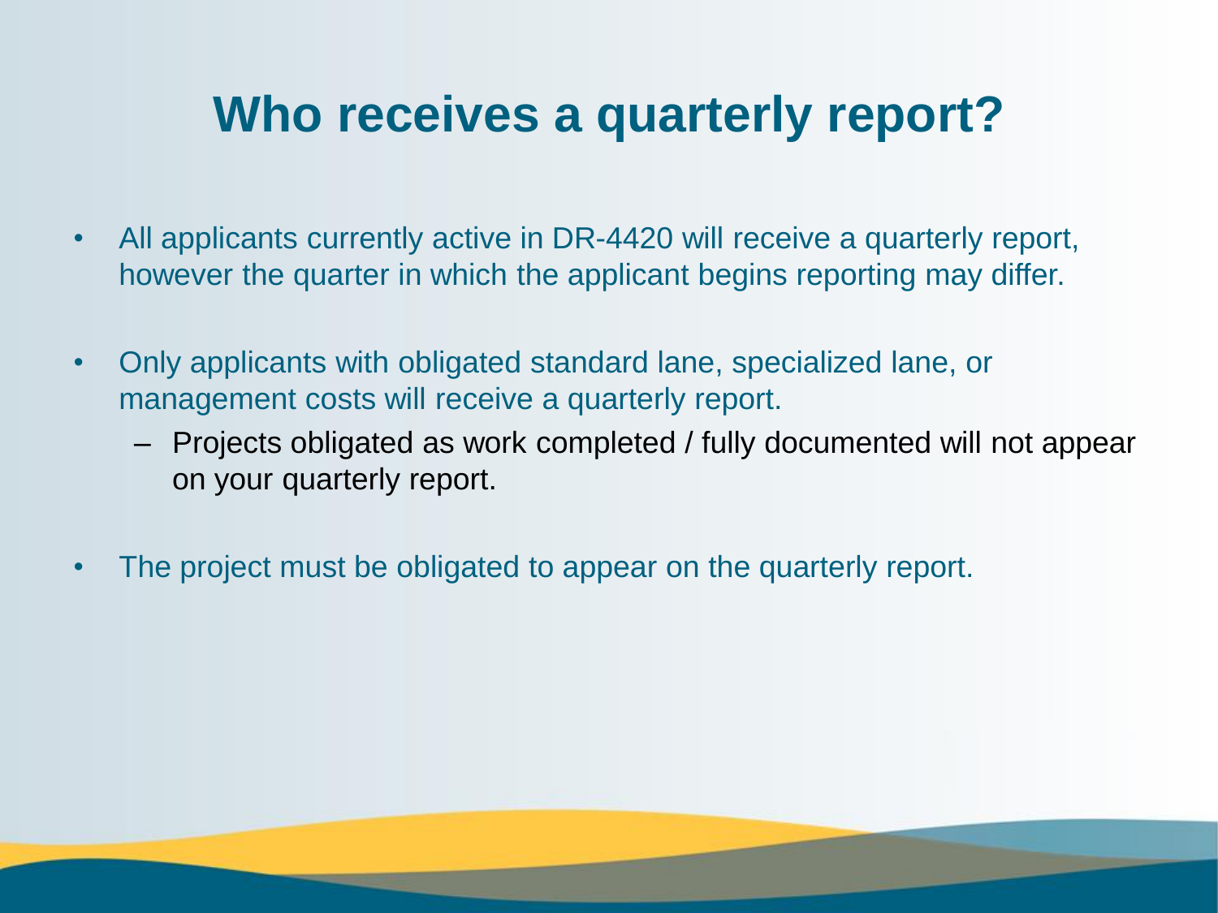# Who receives a quarterly report?

- All applicants currently active in DR-4420 will receive a quarterly report, however the quarter in which the applicant begins reporting may differ.
- Only applicants with obligated standard lane, specialized lane, or management costs will receive a quarterly report.
  - Projects obligated as work completed / fully documented will not appear on your quarterly report.
- The project must be obligated to appear on the quarterly report.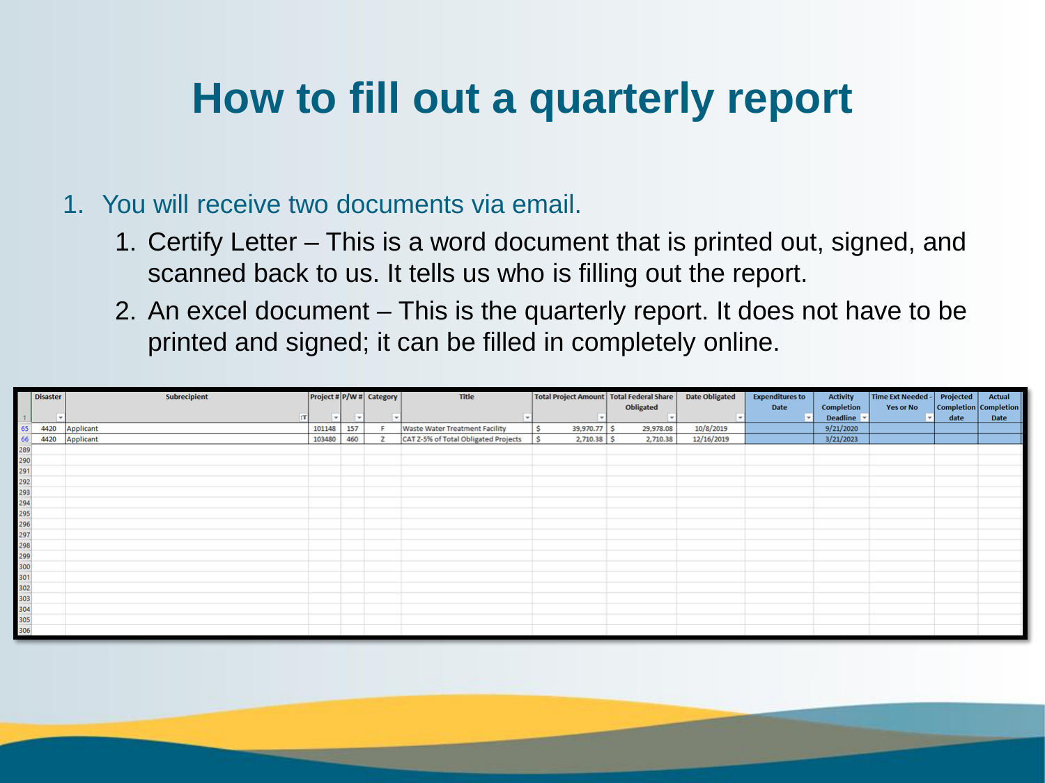# How to fill out a quarterly report

1. You will receive two documents via email.
   1. Certify Letter – This is a word document that is printed out, signed, and scanned back to us. It tells us who is filling out the report.
   2. An excel document – This is the quarterly report. It does not have to be printed and signed; it can be filled in completely online.

| | Disaster | Subrecipient | Project # | P/W # | Category | Title | Total Project Amount | Total Federal Share Obligated | Date Obligated | Expenditures to Date | Activity Completion Deadline | Time Ext Needed - Yes or No | Projected Completion date | Actual Completion Date |
|---|---|---|---|---|---|---|---|---|---|---|---|---|---|---|
| 65 | 4420 | Applicant | 101148 | 157 | F | Waste Water Treatment Facility | $ 39,970.77 | $ 29,978.08 | 10/8/2019 | | 9/21/2020 | | | |
| 66 | 4420 | Applicant | 103480 | 460 | Z | CAT Z-5% of Total Obligated Projects | $ 2,710.38 | $ 2,710.38 | 12/16/2019 | | 3/21/2023 | | | |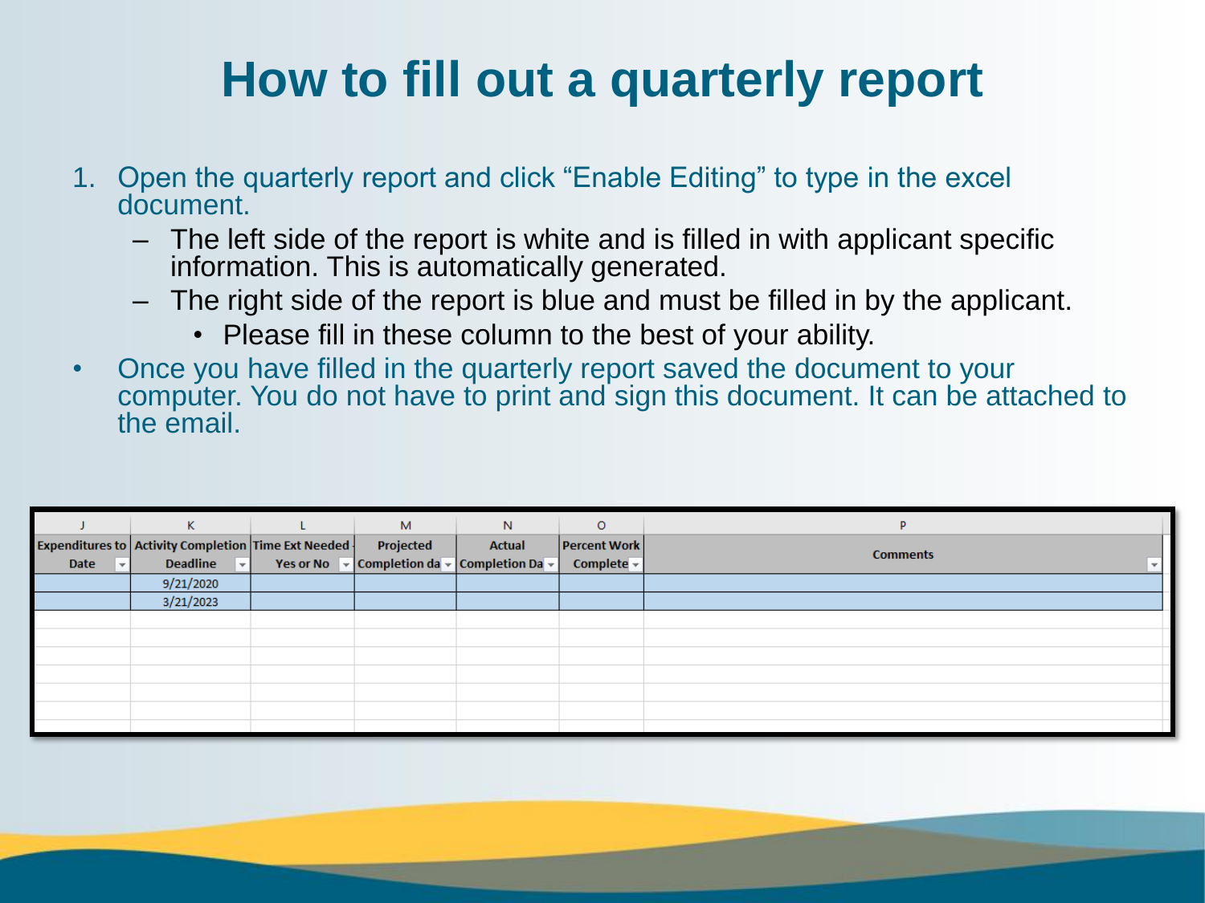# How to fill out a quarterly report

1. Open the quarterly report and click “Enable Editing” to type in the excel document.
   - The left side of the report is white and is filled in with applicant specific information. This is automatically generated.
   - The right side of the report is blue and must be filled in by the applicant.
     - Please fill in these column to the best of your ability.

- Once you have filled in the quarterly report saved the document to your computer. You do not have to print and sign this document. It can be attached to the email.

| J | K | L | M | N | O | P |
|---|---|---|---|---|---|---|
| Expenditures to Date | Activity Completion Deadline | Time Ext Needed - Yes or No | Projected Completion da | Actual Completion Da | Percent Work Complete | Comments |
| | 9/21/2020 | | | | | |
| | 3/21/2023 | | | | | |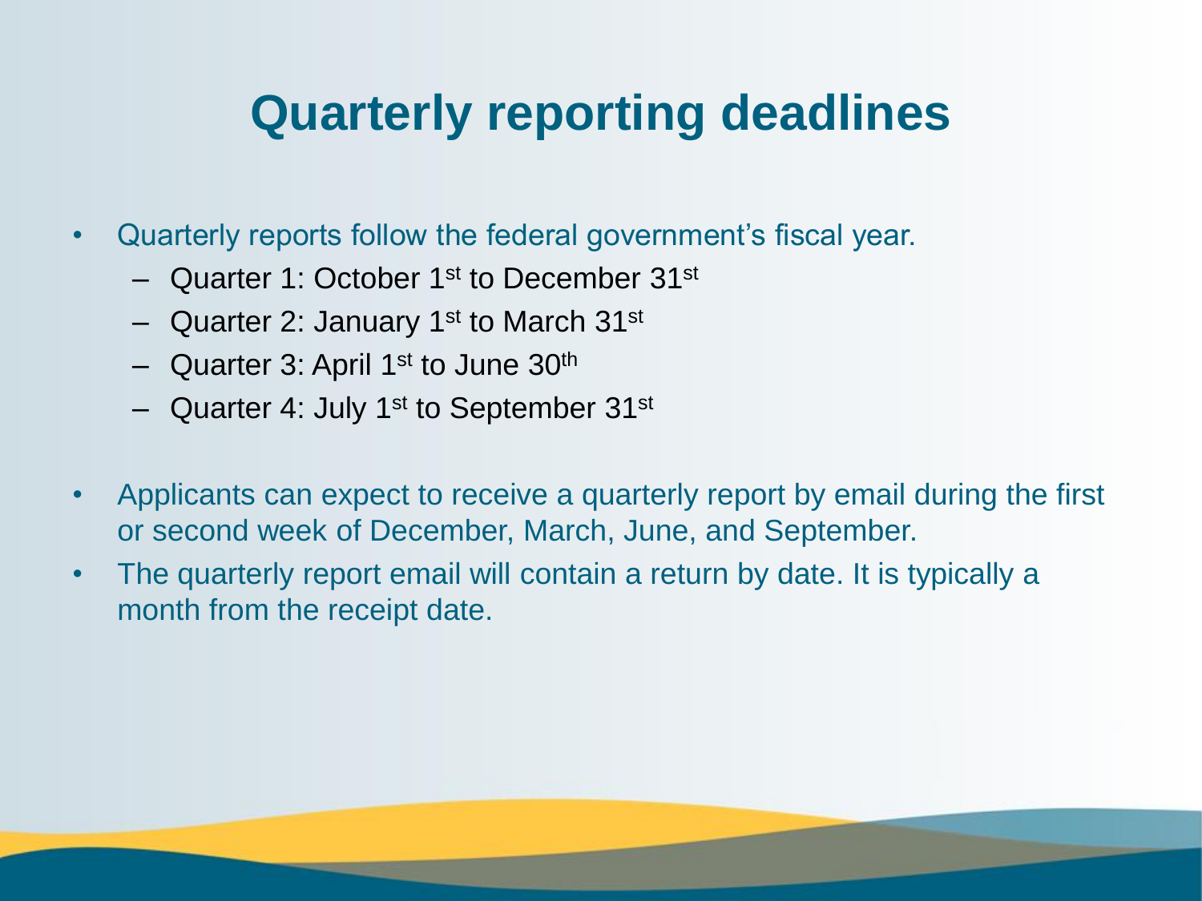# Quarterly reporting deadlines

- Quarterly reports follow the federal government's fiscal year.
  - Quarter 1: October 1st to December 31st
  - Quarter 2: January 1st to March 31st
  - Quarter 3: April 1st to June 30th
  - Quarter 4: July 1st to September 31st
- Applicants can expect to receive a quarterly report by email during the first or second week of December, March, June, and September.
- The quarterly report email will contain a return by date. It is typically a month from the receipt date.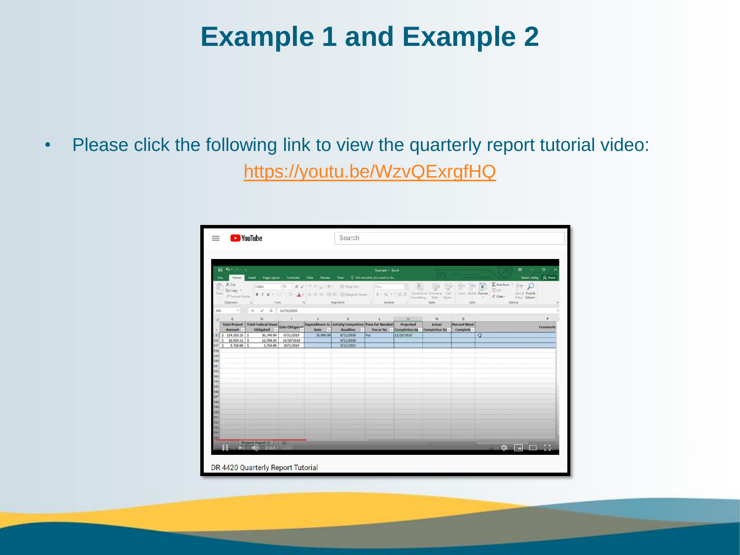# Example 1 and Example 2

- Please click the following link to view the quarterly report tutorial video: https://youtu.be/WzvQExrgfHQ

DR 4420 Quarterly Report Tutorial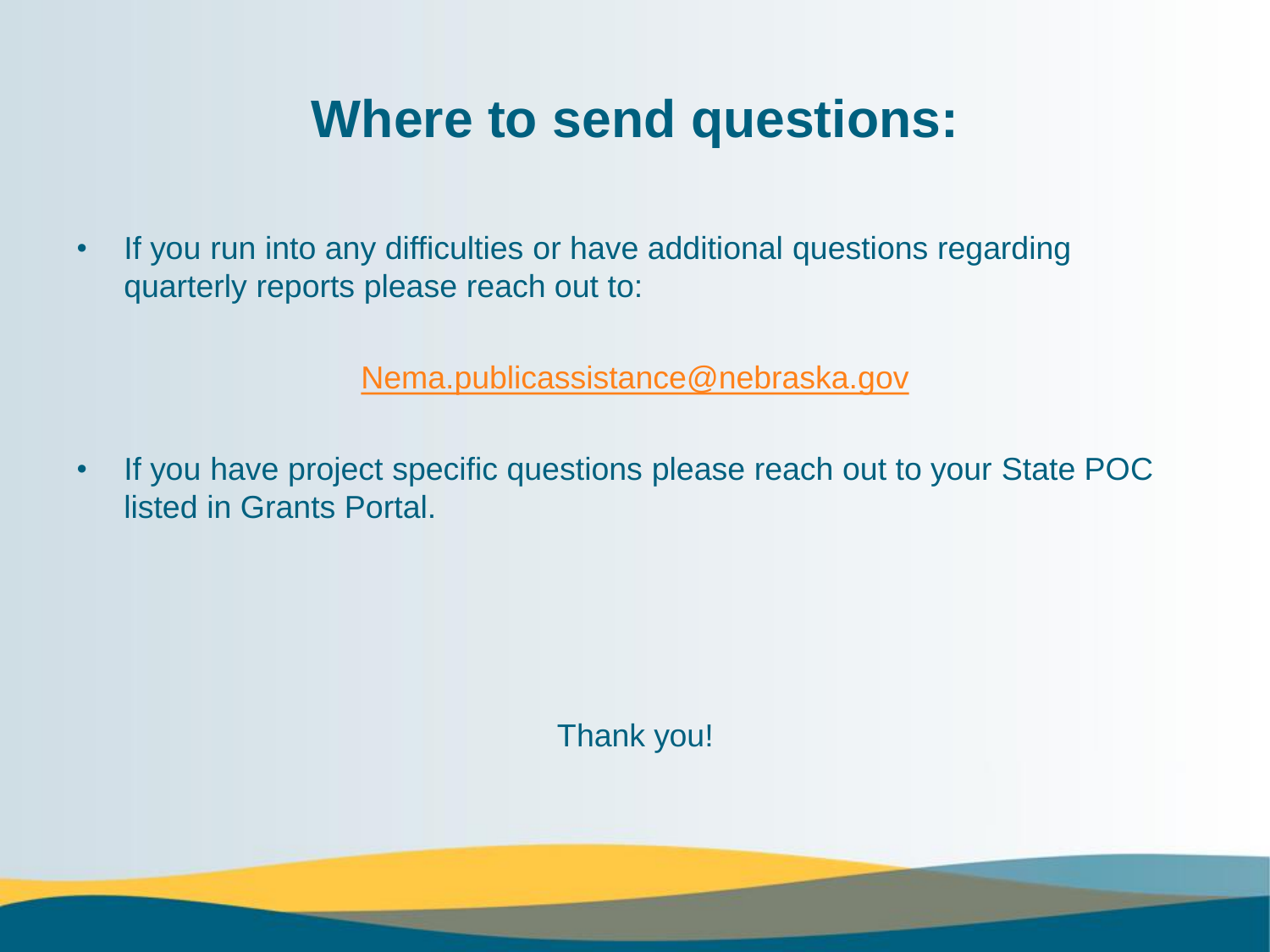# Where to send questions:

- If you run into any difficulties or have additional questions regarding quarterly reports please reach out to:

  Nema.publicassistance@nebraska.gov

- If you have project specific questions please reach out to your State POC listed in Grants Portal.

Thank you!